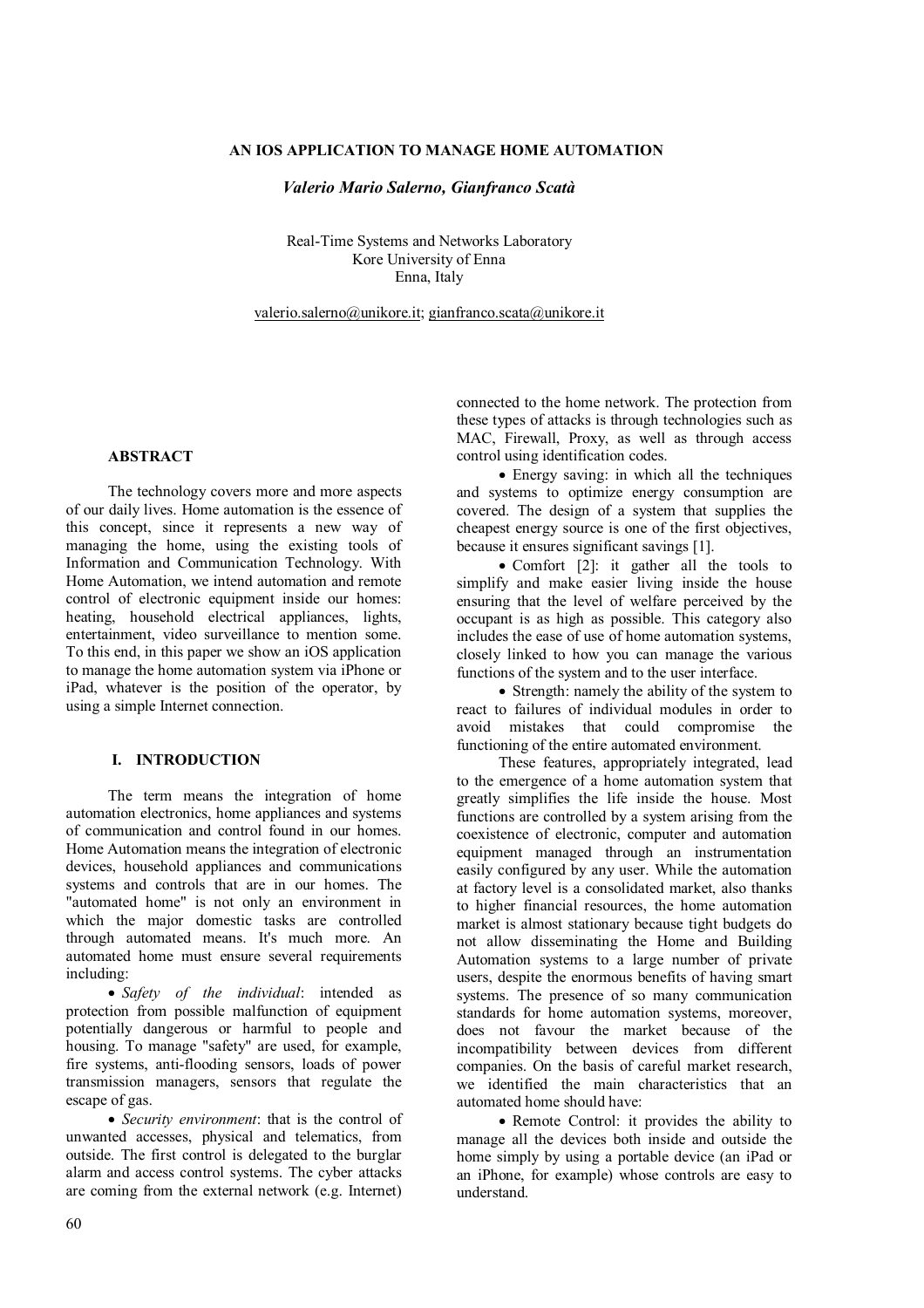# AN IOS APPLICATION TO MANAGE HOME AUTOMATION

***Valerio Mario Salerno, Gianfranco Scatà***

Real-Time Systems and Networks Laboratory
Kore University of Enna
Enna, Italy

valerio.salerno@unikore.it; gianfranco.scata@unikore.it

## ABSTRACT

The technology covers more and more aspects of our daily lives. Home automation is the essence of this concept, since it represents a new way of managing the home, using the existing tools of Information and Communication Technology. With Home Automation, we intend automation and remote control of electronic equipment inside our homes: heating, household electrical appliances, lights, entertainment, video surveillance to mention some. To this end, in this paper we show an iOS application to manage the home automation system via iPhone or iPad, whatever is the position of the operator, by using a simple Internet connection.

## I. INTRODUCTION

The term means the integration of home automation electronics, home appliances and systems of communication and control found in our homes. Home Automation means the integration of electronic devices, household appliances and communications systems and controls that are in our homes. The "automated home" is not only an environment in which the major domestic tasks are controlled through automated means. It's much more. An automated home must ensure several requirements including:

- *Safety of the individual*: intended as protection from possible malfunction of equipment potentially dangerous or harmful to people and housing. To manage "safety" are used, for example, fire systems, anti-flooding sensors, loads of power transmission managers, sensors that regulate the escape of gas.
- *Security environment*: that is the control of unwanted accesses, physical and telematics, from outside. The first control is delegated to the burglar alarm and access control systems. The cyber attacks are coming from the external network (e.g. Internet) connected to the home network. The protection from these types of attacks is through technologies such as MAC, Firewall, Proxy, as well as through access control using identification codes.
- Energy saving: in which all the techniques and systems to optimize energy consumption are covered. The design of a system that supplies the cheapest energy source is one of the first objectives, because it ensures significant savings [1].
- Comfort [2]: it gather all the tools to simplify and make easier living inside the house ensuring that the level of welfare perceived by the occupant is as high as possible. This category also includes the ease of use of home automation systems, closely linked to how you can manage the various functions of the system and to the user interface.
- Strength: namely the ability of the system to react to failures of individual modules in order to avoid mistakes that could compromise the functioning of the entire automated environment.

These features, appropriately integrated, lead to the emergence of a home automation system that greatly simplifies the life inside the house. Most functions are controlled by a system arising from the coexistence of electronic, computer and automation equipment managed through an instrumentation easily configured by any user. While the automation at factory level is a consolidated market, also thanks to higher financial resources, the home automation market is almost stationary because tight budgets do not allow disseminating the Home and Building Automation systems to a large number of private users, despite the enormous benefits of having smart systems. The presence of so many communication standards for home automation systems, moreover, does not favour the market because of the incompatibility between devices from different companies. On the basis of careful market research, we identified the main characteristics that an automated home should have:

- Remote Control: it provides the ability to manage all the devices both inside and outside the home simply by using a portable device (an iPad or an iPhone, for example) whose controls are easy to understand.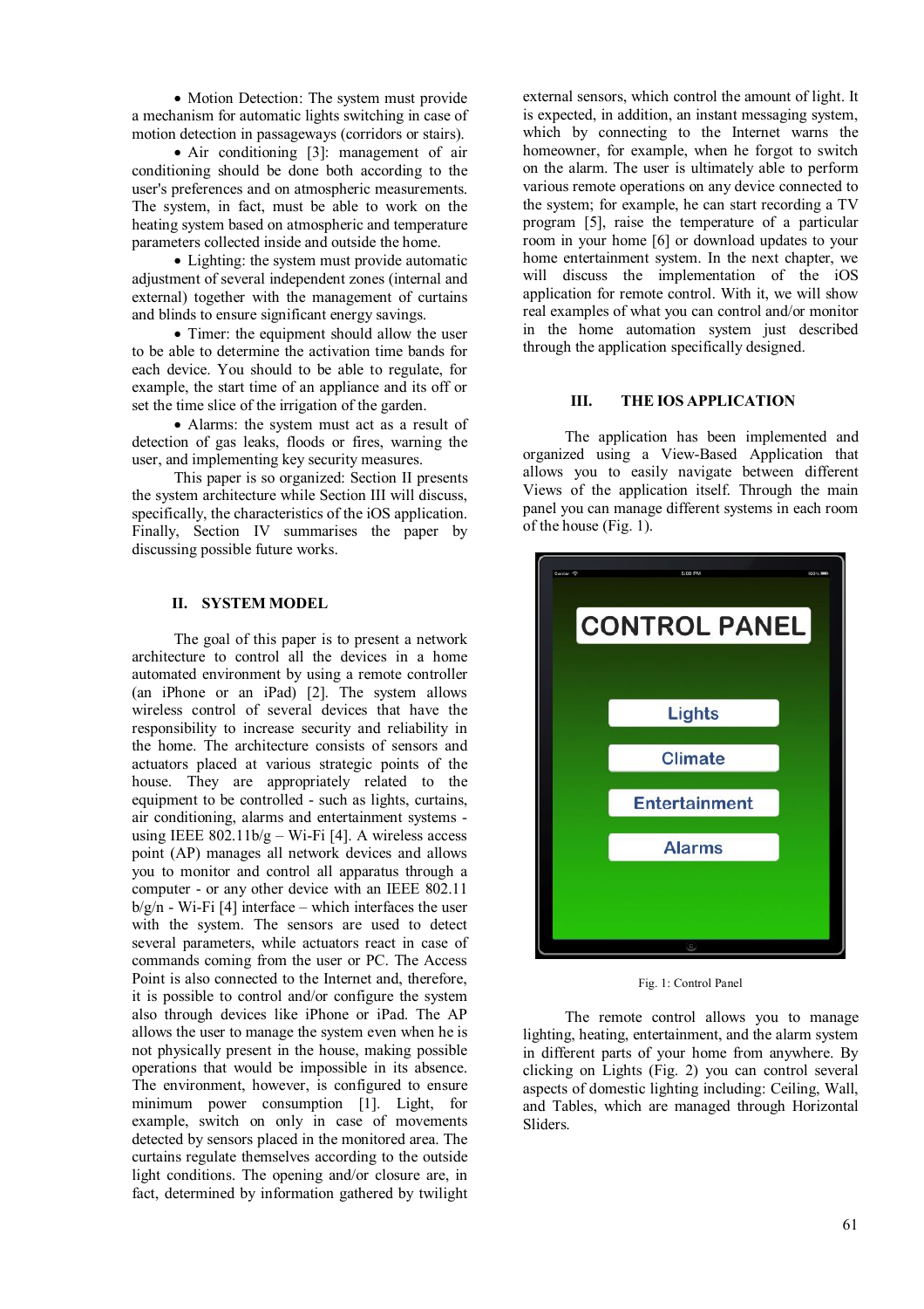- Motion Detection: The system must provide a mechanism for automatic lights switching in case of motion detection in passageways (corridors or stairs).
- Air conditioning [3]: management of air conditioning should be done both according to the user's preferences and on atmospheric measurements. The system, in fact, must be able to work on the heating system based on atmospheric and temperature parameters collected inside and outside the home.
- Lighting: the system must provide automatic adjustment of several independent zones (internal and external) together with the management of curtains and blinds to ensure significant energy savings.
- Timer: the equipment should allow the user to be able to determine the activation time bands for each device. You should to be able to regulate, for example, the start time of an appliance and its off or set the time slice of the irrigation of the garden.
- Alarms: the system must act as a result of detection of gas leaks, floods or fires, warning the user, and implementing key security measures.

This paper is so organized: Section II presents the system architecture while Section III will discuss, specifically, the characteristics of the iOS application. Finally, Section IV summarises the paper by discussing possible future works.

## II. SYSTEM MODEL

The goal of this paper is to present a network architecture to control all the devices in a home automated environment by using a remote controller (an iPhone or an iPad) [2]. The system allows wireless control of several devices that have the responsibility to increase security and reliability in the home. The architecture consists of sensors and actuators placed at various strategic points of the house. They are appropriately related to the equipment to be controlled - such as lights, curtains, air conditioning, alarms and entertainment systems - using IEEE 802.11b/g – Wi-Fi [4]. A wireless access point (AP) manages all network devices and allows you to monitor and control all apparatus through a computer - or any other device with an IEEE 802.11 b/g/n - Wi-Fi [4] interface – which interfaces the user with the system. The sensors are used to detect several parameters, while actuators react in case of commands coming from the user or PC. The Access Point is also connected to the Internet and, therefore, it is possible to control and/or configure the system also through devices like iPhone or iPad. The AP allows the user to manage the system even when he is not physically present in the house, making possible operations that would be impossible in its absence. The environment, however, is configured to ensure minimum power consumption [1]. Light, for example, switch on only in case of movements detected by sensors placed in the monitored area. The curtains regulate themselves according to the outside light conditions. The opening and/or closure are, in fact, determined by information gathered by twilight external sensors, which control the amount of light. It is expected, in addition, an instant messaging system, which by connecting to the Internet warns the homeowner, for example, when he forgot to switch on the alarm. The user is ultimately able to perform various remote operations on any device connected to the system; for example, he can start recording a TV program [5], raise the temperature of a particular room in your home [6] or download updates to your home entertainment system. In the next chapter, we will discuss the implementation of the iOS application for remote control. With it, we will show real examples of what you can control and/or monitor in the home automation system just described through the application specifically designed.

## III. THE IOS APPLICATION

The application has been implemented and organized using a View-Based Application that allows you to easily navigate between different Views of the application itself. Through the main panel you can manage different systems in each room of the house (Fig. 1).

Fig. 1: Control Panel

The remote control allows you to manage lighting, heating, entertainment, and the alarm system in different parts of your home from anywhere. By clicking on Lights (Fig. 2) you can control several aspects of domestic lighting including: Ceiling, Wall, and Tables, which are managed through Horizontal Sliders.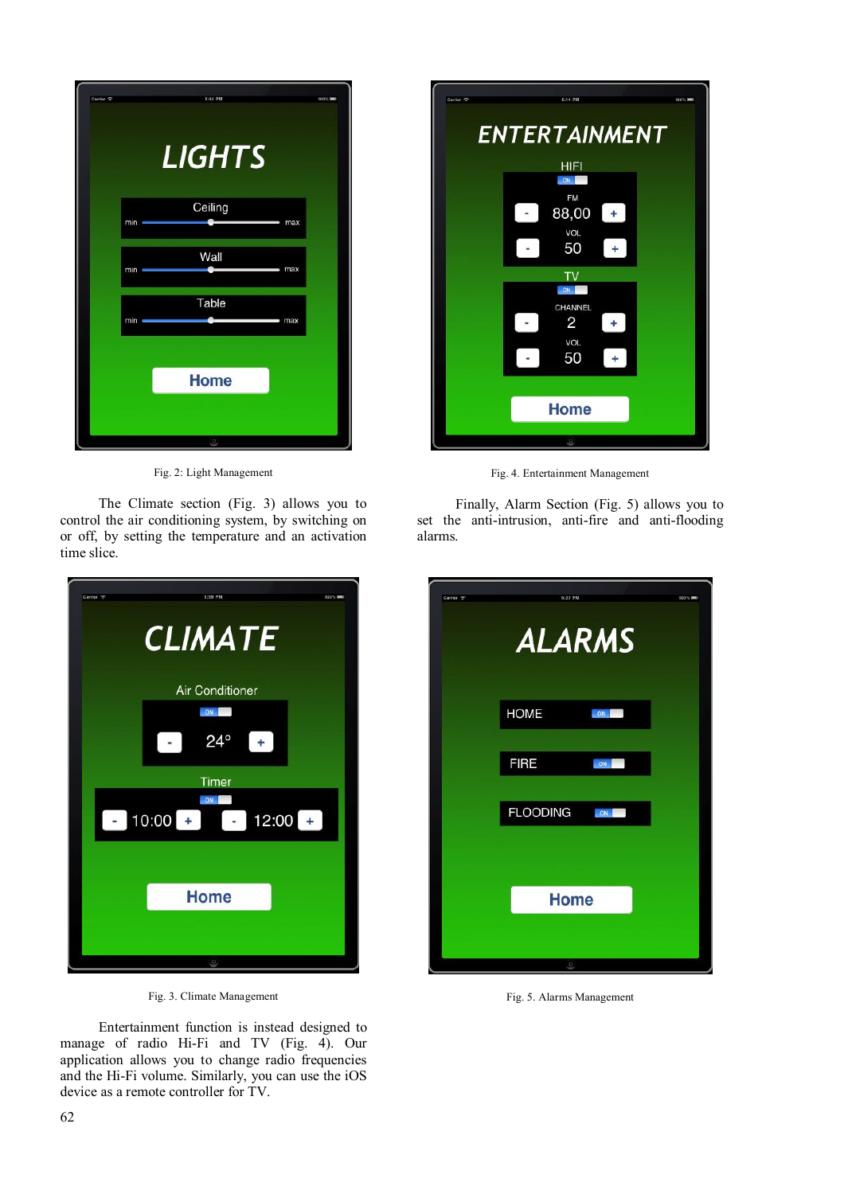Fig. 2: Light Management

Fig. 4. Entertainment Management

The Climate section (Fig. 3) allows you to control the air conditioning system, by switching on or off, by setting the temperature and an activation time slice.

Finally, Alarm Section (Fig. 5) allows you to set the anti-intrusion, anti-fire and anti-flooding alarms.

Fig. 3. Climate Management

Fig. 5. Alarms Management

Entertainment function is instead designed to manage of radio Hi-Fi and TV (Fig. 4). Our application allows you to change radio frequencies and the Hi-Fi volume. Similarly, you can use the iOS device as a remote controller for TV.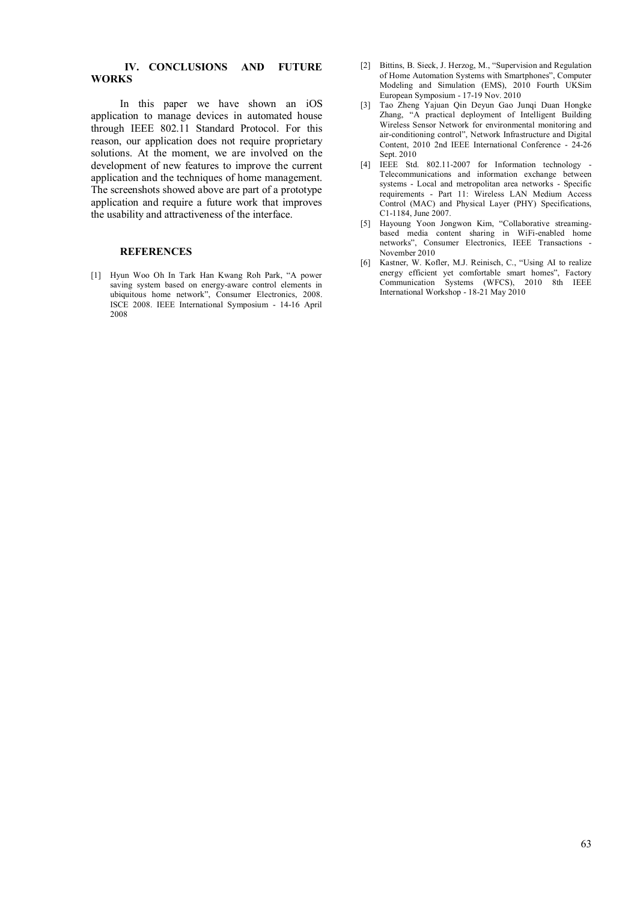## IV. CONCLUSIONS AND FUTURE WORKS

In this paper we have shown an iOS application to manage devices in automated house through IEEE 802.11 Standard Protocol. For this reason, our application does not require proprietary solutions. At the moment, we are involved on the development of new features to improve the current application and the techniques of home management. The screenshots showed above are part of a prototype application and require a future work that improves the usability and attractiveness of the interface.

## REFERENCES

[1] Hyun Woo Oh In Tark Han Kwang Roh Park, "A power saving system based on energy-aware control elements in ubiquitous home network", Consumer Electronics, 2008. ISCE 2008. IEEE International Symposium - 14-16 April 2008

[2] Bittins, B. Sieck, J. Herzog, M., "Supervision and Regulation of Home Automation Systems with Smartphones", Computer Modeling and Simulation (EMS), 2010 Fourth UKSim European Symposium - 17-19 Nov. 2010

[3] Tao Zheng Yajuan Qin Deyun Gao Junqi Duan Hongke Zhang, "A practical deployment of Intelligent Building Wireless Sensor Network for environmental monitoring and air-conditioning control", Network Infrastructure and Digital Content, 2010 2nd IEEE International Conference - 24-26 Sept. 2010

[4] IEEE Std. 802.11-2007 for Information technology - Telecommunications and information exchange between systems - Local and metropolitan area networks - Specific requirements - Part 11: Wireless LAN Medium Access Control (MAC) and Physical Layer (PHY) Specifications, C1-1184, June 2007.

[5] Hayoung Yoon Jongwon Kim, "Collaborative streaming-based media content sharing in WiFi-enabled home networks", Consumer Electronics, IEEE Transactions - November 2010

[6] Kastner, W. Kofler, M.J. Reinisch, C., "Using AI to realize energy efficient yet comfortable smart homes", Factory Communication Systems (WFCS), 2010 8th IEEE International Workshop - 18-21 May 2010